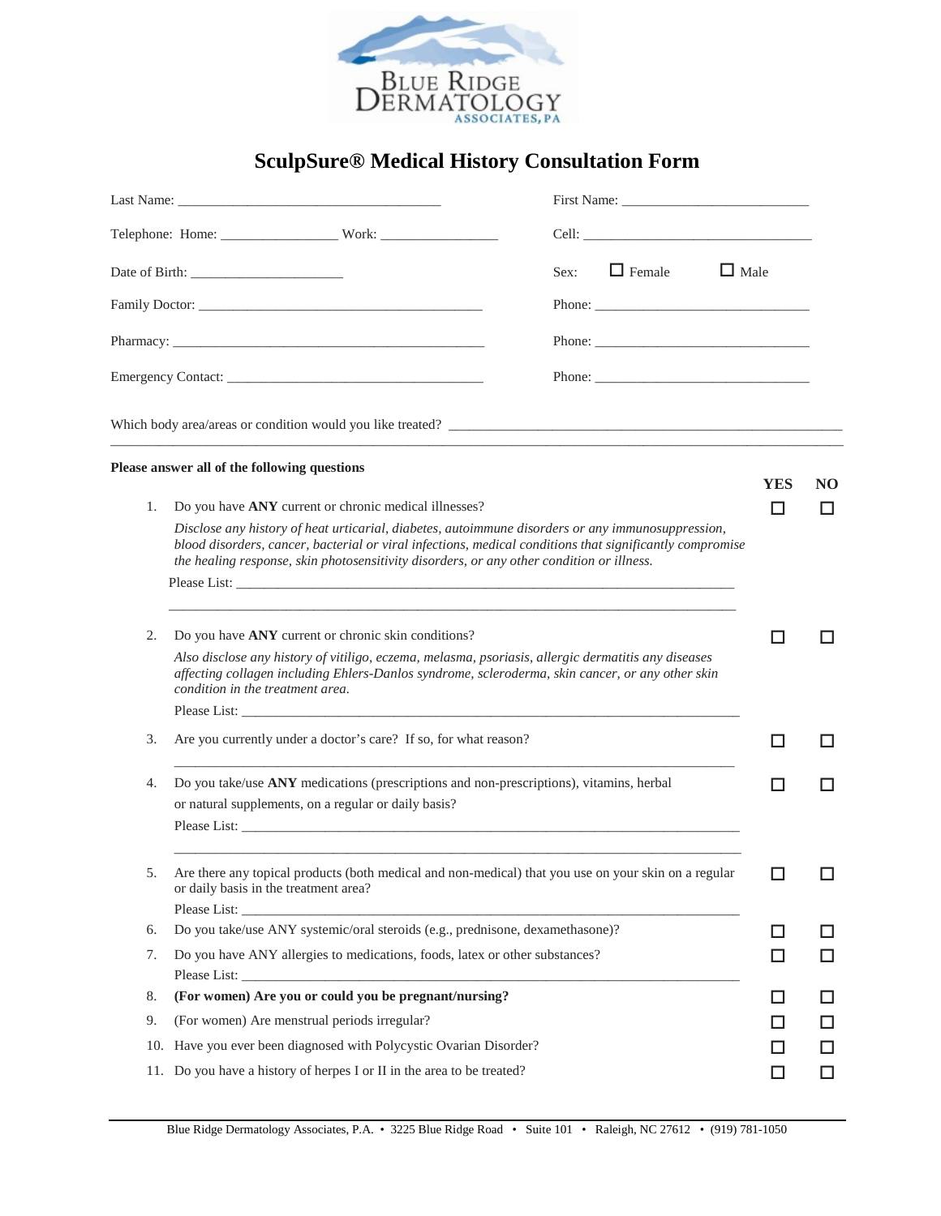Blue Ridge Dermatology Associates, PA

# SculpSure® Medical History Consultation Form

Last Name: ___________________________________ First Name: ___________________________

Telephone: Home: ________________ Work: ________________ Cell: _________________________________

Date of Birth: _____________________ Sex: ☐ Female ☐ Male

Family Doctor: ________________________________________ Phone: ______________________________

Pharmacy: ____________________________________________ Phone: ______________________________

Emergency Contact: ____________________________________ Phone: ______________________________

Which body area/areas or condition would you like treated? ______________________________________________

______________________________________________________________________________________________

**Please answer all of the following questions**

| | Question | YES | NO |
|---|---|---|---|
| 1. | Do you have **ANY** current or chronic medical illnesses? *Disclose any history of heat urticarial, diabetes, autoimmune disorders or any immunosuppression, blood disorders, cancer, bacterial or viral infections, medical conditions that significantly compromise the healing response, skin photosensitivity disorders, or any other condition or illness.* Please List: ______________________________________ | ☐ | ☐ |
| 2. | Do you have **ANY** current or chronic skin conditions? *Also disclose any history of vitiligo, eczema, melasma, psoriasis, allergic dermatitis any diseases affecting collagen including Ehlers-Danlos syndrome, scleroderma, skin cancer, or any other skin condition in the treatment area.* Please List: ______________________________________ | ☐ | ☐ |
| 3. | Are you currently under a doctor's care? If so, for what reason? ______________________________________ | ☐ | ☐ |
| 4. | Do you take/use **ANY** medications (prescriptions and non-prescriptions), vitamins, herbal or natural supplements, on a regular or daily basis? Please List: ______________________________________ | ☐ | ☐ |
| 5. | Are there any topical products (both medical and non-medical) that you use on your skin on a regular or daily basis in the treatment area? Please List: ______________________________________ | ☐ | ☐ |
| 6. | Do you take/use ANY systemic/oral steroids (e.g., prednisone, dexamethasone)? | ☐ | ☐ |
| 7. | Do you have ANY allergies to medications, foods, latex or other substances? Please List: ______________________________________ | ☐ | ☐ |
| 8. | **(For women) Are you or could you be pregnant/nursing?** | ☐ | ☐ |
| 9. | (For women) Are menstrual periods irregular? | ☐ | ☐ |
| 10. | Have you ever been diagnosed with Polycystic Ovarian Disorder? | ☐ | ☐ |
| 11. | Do you have a history of herpes I or II in the area to be treated? | ☐ | ☐ |

Blue Ridge Dermatology Associates, P.A. • 3225 Blue Ridge Road • Suite 101 • Raleigh, NC 27612 • (919) 781-1050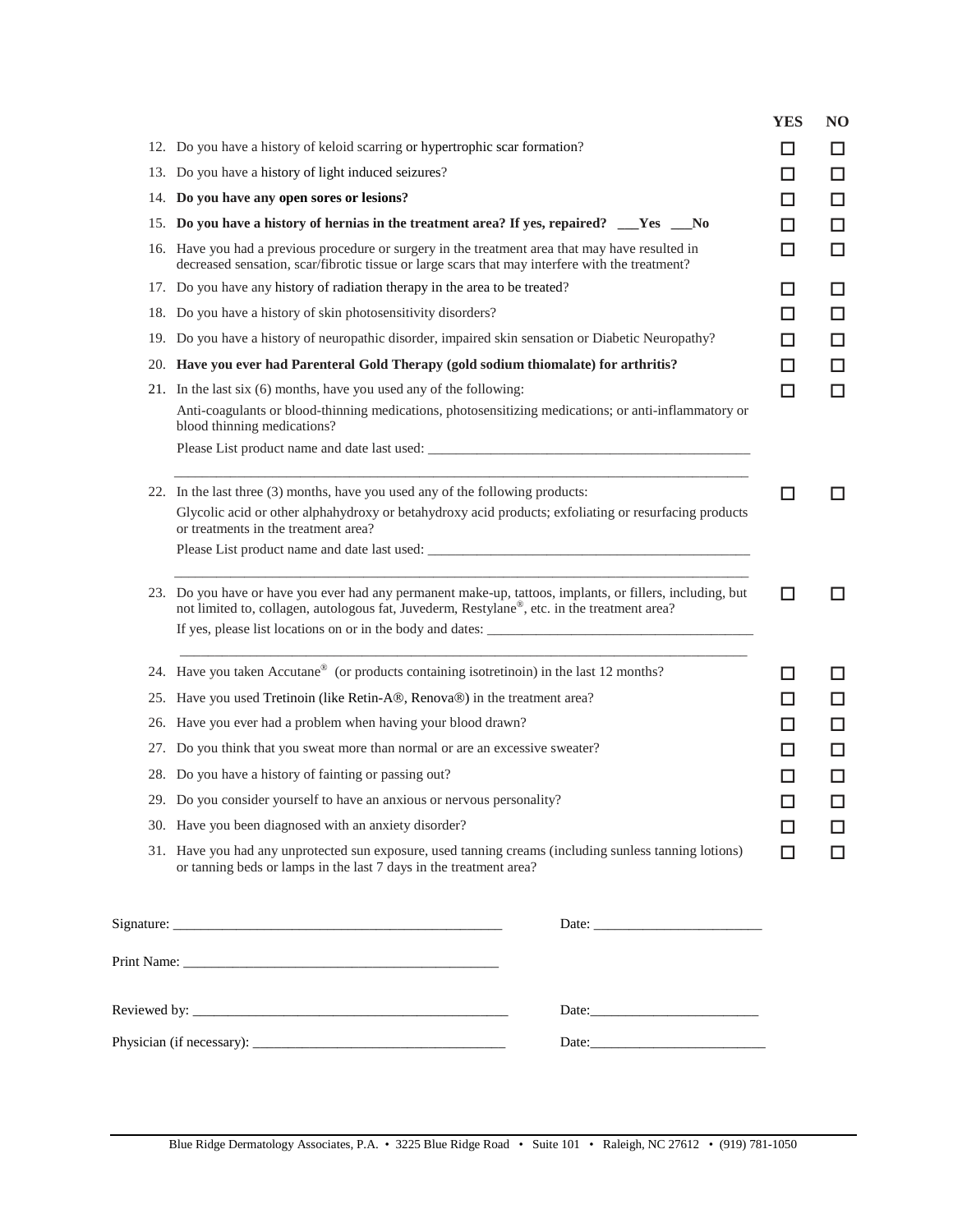| | YES | NO |
|---|---|---|
| 12. Do you have a history of keloid scarring or hypertrophic scar formation? | ☐ | ☐ |
| 13. Do you have a history of light induced seizures? | ☐ | ☐ |
| 14. **Do you have any open sores or lesions?** | ☐ | ☐ |
| 15. **Do you have a history of hernias in the treatment area? If yes, repaired? \_\_\_Yes \_\_\_No** | ☐ | ☐ |
| 16. Have you had a previous procedure or surgery in the treatment area that may have resulted in decreased sensation, scar/fibrotic tissue or large scars that may interfere with the treatment? | ☐ | ☐ |
| 17. Do you have any history of radiation therapy in the area to be treated? | ☐ | ☐ |
| 18. Do you have a history of skin photosensitivity disorders? | ☐ | ☐ |
| 19. Do you have a history of neuropathic disorder, impaired skin sensation or Diabetic Neuropathy? | ☐ | ☐ |
| 20. **Have you ever had Parenteral Gold Therapy (gold sodium thiomalate) for arthritis?** | ☐ | ☐ |
| 21. In the last six (6) months, have you used any of the following: Anti-coagulants or blood-thinning medications, photosensitizing medications; or anti-inflammatory or blood thinning medications? Please List product name and date last used: \_\_\_\_\_\_\_\_\_\_\_\_\_\_\_\_\_\_\_\_\_\_\_\_\_\_\_\_\_\_\_\_\_\_\_\_\_\_\_\_\_\_\_\_ | ☐ | ☐ |
| 22. In the last three (3) months, have you used any of the following products: Glycolic acid or other alphahydroxy or betahydroxy acid products; exfoliating or resurfacing products or treatments in the treatment area? Please List product name and date last used: \_\_\_\_\_\_\_\_\_\_\_\_\_\_\_\_\_\_\_\_\_\_\_\_\_\_\_\_\_\_\_\_\_\_\_\_\_\_\_\_\_\_\_\_ | ☐ | ☐ |
| 23. Do you have or have you ever had any permanent make-up, tattoos, implants, or fillers, including, but not limited to, collagen, autologous fat, Juvederm, Restylane®, etc. in the treatment area? If yes, please list locations on or in the body and dates: \_\_\_\_\_\_\_\_\_\_\_\_\_\_\_\_\_\_\_\_\_\_\_\_\_\_\_\_\_\_\_\_\_\_\_\_ | ☐ | ☐ |
| 24. Have you taken Accutane® (or products containing isotretinoin) in the last 12 months? | ☐ | ☐ |
| 25. Have you used Tretinoin (like Retin-A®, Renova®) in the treatment area? | ☐ | ☐ |
| 26. Have you ever had a problem when having your blood drawn? | ☐ | ☐ |
| 27. Do you think that you sweat more than normal or are an excessive sweater? | ☐ | ☐ |
| 28. Do you have a history of fainting or passing out? | ☐ | ☐ |
| 29. Do you consider yourself to have an anxious or nervous personality? | ☐ | ☐ |
| 30. Have you been diagnosed with an anxiety disorder? | ☐ | ☐ |
| 31. Have you had any unprotected sun exposure, used tanning creams (including sunless tanning lotions) or tanning beds or lamps in the last 7 days in the treatment area? | ☐ | ☐ |

Signature: \_\_\_\_\_\_\_\_\_\_\_\_\_\_\_\_\_\_\_\_\_\_\_\_\_\_\_\_\_\_\_\_\_\_\_\_\_\_\_\_\_\_\_\_ Date: \_\_\_\_\_\_\_\_\_\_\_\_\_\_\_\_\_\_\_\_\_\_\_

Print Name: \_\_\_\_\_\_\_\_\_\_\_\_\_\_\_\_\_\_\_\_\_\_\_\_\_\_\_\_\_\_\_\_\_\_\_\_\_\_\_\_\_\_\_\_

Reviewed by: \_\_\_\_\_\_\_\_\_\_\_\_\_\_\_\_\_\_\_\_\_\_\_\_\_\_\_\_\_\_\_\_\_\_\_\_\_\_\_\_\_\_\_\_ Date: \_\_\_\_\_\_\_\_\_\_\_\_\_\_\_\_\_\_\_\_\_\_\_

Physician (if necessary): \_\_\_\_\_\_\_\_\_\_\_\_\_\_\_\_\_\_\_\_\_\_\_\_\_\_\_\_\_\_\_\_\_\_\_\_ Date: \_\_\_\_\_\_\_\_\_\_\_\_\_\_\_\_\_\_\_\_\_\_\_

Blue Ridge Dermatology Associates, P.A. • 3225 Blue Ridge Road • Suite 101 • Raleigh, NC 27612 • (919) 781-1050